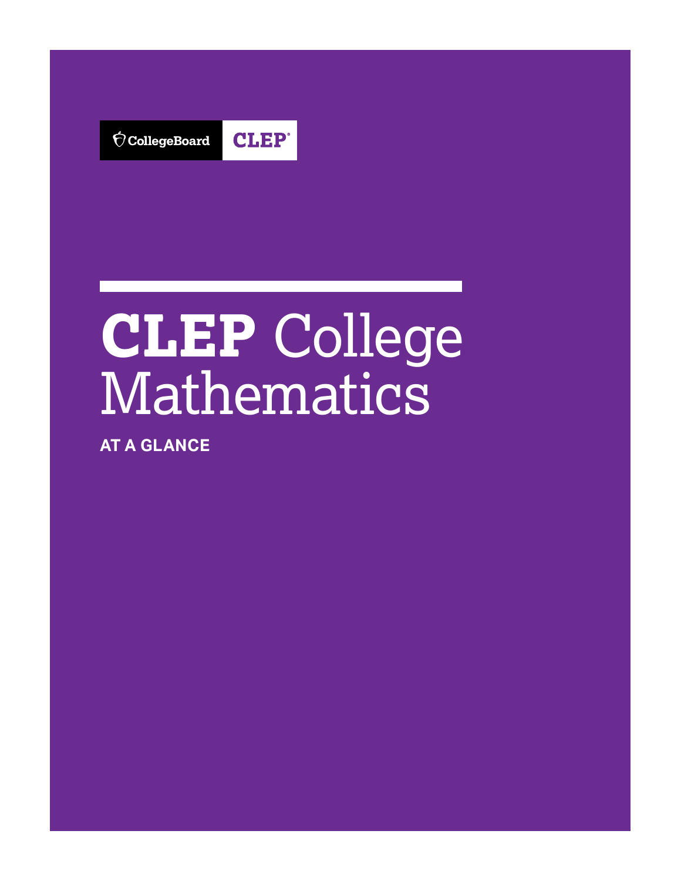CollegeBoard CLEP

# CLEP College Mathematics

**AT A GLANCE**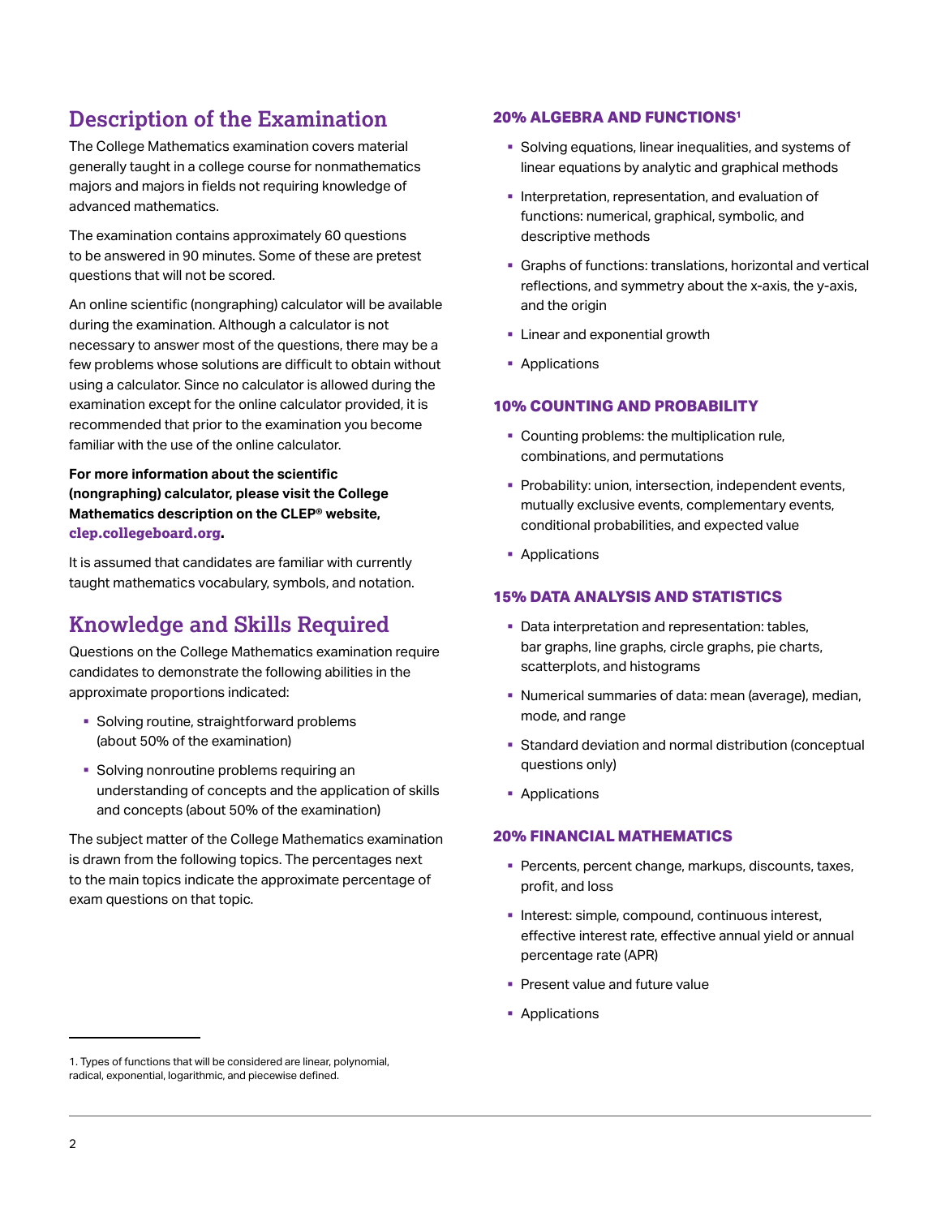## Description of the Examination

The College Mathematics examination covers material generally taught in a college course for nonmathematics majors and majors in fields not requiring knowledge of advanced mathematics.

The examination contains approximately 60 questions to be answered in 90 minutes. Some of these are pretest questions that will not be scored.

An online scientific (nongraphing) calculator will be available during the examination. Although a calculator is not necessary to answer most of the questions, there may be a few problems whose solutions are difficult to obtain without using a calculator. Since no calculator is allowed during the examination except for the online calculator provided, it is recommended that prior to the examination you become familiar with the use of the online calculator.

**For more information about the scientific (nongraphing) calculator, please visit the College Mathematics description on the CLEP® website, clep.collegeboard.org.**

It is assumed that candidates are familiar with currently taught mathematics vocabulary, symbols, and notation.

## Knowledge and Skills Required

Questions on the College Mathematics examination require candidates to demonstrate the following abilities in the approximate proportions indicated:

- Solving routine, straightforward problems (about 50% of the examination)
- Solving nonroutine problems requiring an understanding of concepts and the application of skills and concepts (about 50% of the examination)

The subject matter of the College Mathematics examination is drawn from the following topics. The percentages next to the main topics indicate the approximate percentage of exam questions on that topic.

### 20% ALGEBRA AND FUNCTIONS[1]

- Solving equations, linear inequalities, and systems of linear equations by analytic and graphical methods
- Interpretation, representation, and evaluation of functions: numerical, graphical, symbolic, and descriptive methods
- Graphs of functions: translations, horizontal and vertical reflections, and symmetry about the x-axis, the y-axis, and the origin
- Linear and exponential growth
- Applications

### 10% COUNTING AND PROBABILITY

- Counting problems: the multiplication rule, combinations, and permutations
- Probability: union, intersection, independent events, mutually exclusive events, complementary events, conditional probabilities, and expected value
- Applications

### 15% DATA ANALYSIS AND STATISTICS

- Data interpretation and representation: tables, bar graphs, line graphs, circle graphs, pie charts, scatterplots, and histograms
- Numerical summaries of data: mean (average), median, mode, and range
- Standard deviation and normal distribution (conceptual questions only)
- Applications

### 20% FINANCIAL MATHEMATICS

- Percents, percent change, markups, discounts, taxes, profit, and loss
- Interest: simple, compound, continuous interest, effective interest rate, effective annual yield or annual percentage rate (APR)
- Present value and future value
- Applications

---

1. Types of functions that will be considered are linear, polynomial, radical, exponential, logarithmic, and piecewise defined.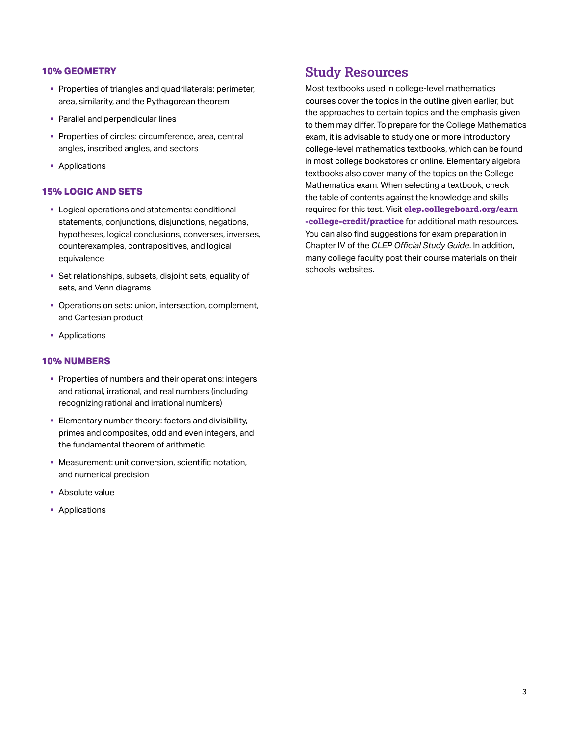### 10% GEOMETRY

- Properties of triangles and quadrilaterals: perimeter, area, similarity, and the Pythagorean theorem
- Parallel and perpendicular lines
- Properties of circles: circumference, area, central angles, inscribed angles, and sectors
- Applications

### 15% LOGIC AND SETS

- Logical operations and statements: conditional statements, conjunctions, disjunctions, negations, hypotheses, logical conclusions, converses, inverses, counterexamples, contrapositives, and logical equivalence
- Set relationships, subsets, disjoint sets, equality of sets, and Venn diagrams
- Operations on sets: union, intersection, complement, and Cartesian product
- Applications

### 10% NUMBERS

- Properties of numbers and their operations: integers and rational, irrational, and real numbers (including recognizing rational and irrational numbers)
- Elementary number theory: factors and divisibility, primes and composites, odd and even integers, and the fundamental theorem of arithmetic
- Measurement: unit conversion, scientific notation, and numerical precision
- Absolute value
- Applications

## Study Resources

Most textbooks used in college-level mathematics courses cover the topics in the outline given earlier, but the approaches to certain topics and the emphasis given to them may differ. To prepare for the College Mathematics exam, it is advisable to study one or more introductory college-level mathematics textbooks, which can be found in most college bookstores or online. Elementary algebra textbooks also cover many of the topics on the College Mathematics exam. When selecting a textbook, check the table of contents against the knowledge and skills required for this test. Visit **clep.collegeboard.org/earn-college-credit/practice** for additional math resources. You can also find suggestions for exam preparation in Chapter IV of the *CLEP Official Study Guide*. In addition, many college faculty post their course materials on their schools' websites.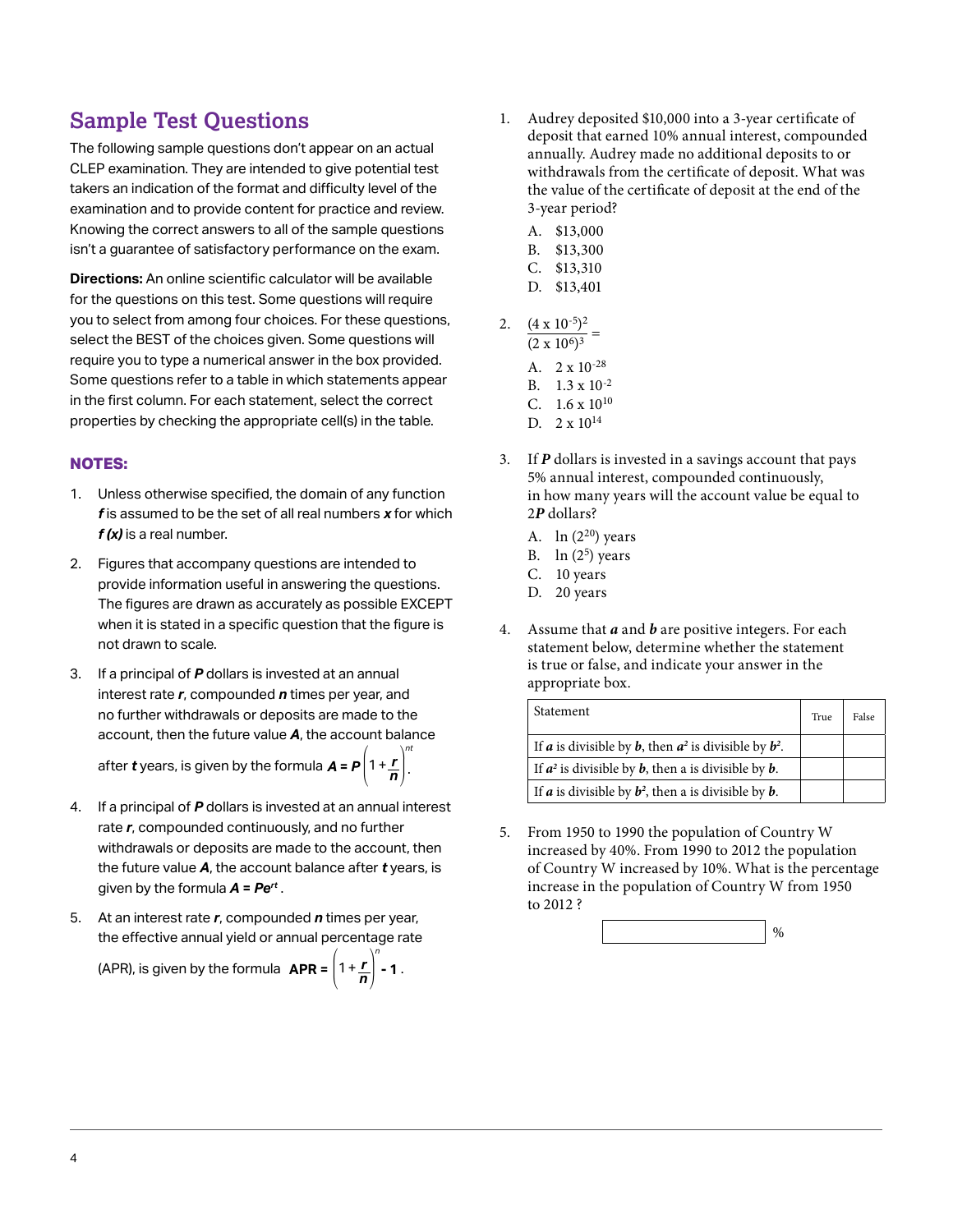## Sample Test Questions

The following sample questions don't appear on an actual CLEP examination. They are intended to give potential test takers an indication of the format and difficulty level of the examination and to provide content for practice and review. Knowing the correct answers to all of the sample questions isn't a guarantee of satisfactory performance on the exam.

**Directions:** An online scientific calculator will be available for the questions on this test. Some questions will require you to select from among four choices. For these questions, select the BEST of the choices given. Some questions will require you to type a numerical answer in the box provided. Some questions refer to a table in which statements appear in the first column. For each statement, select the correct properties by checking the appropriate cell(s) in the table.

### NOTES:

1. Unless otherwise specified, the domain of any function $f$ is assumed to be the set of all real numbers $x$ for which $f(x)$ is a real number.
2. Figures that accompany questions are intended to provide information useful in answering the questions. The figures are drawn as accurately as possible EXCEPT when it is stated in a specific question that the figure is not drawn to scale.
3. If a principal of $P$ dollars is invested at an annual interest rate $r$, compounded $n$ times per year, and no further withdrawals or deposits are made to the account, then the future value $A$, the account balance after $t$ years, is given by the formula $A = P\left(1+\frac{r}{n}\right)^{nt}$.
4. If a principal of $P$ dollars is invested at an annual interest rate $r$, compounded continuously, and no further withdrawals or deposits are made to the account, then the future value $A$, the account balance after $t$ years, is given by the formula $A = Pe^{rt}$.
5. At an interest rate $r$, compounded $n$ times per year, the effective annual yield or annual percentage rate (APR), is given by the formula $\text{APR} = \left(1+\frac{r}{n}\right)^{n} - 1$.

1. Audrey deposited \$10,000 into a 3-year certificate of deposit that earned 10% annual interest, compounded annually. Audrey made no additional deposits to or withdrawals from the certificate of deposit. What was the value of the certificate of deposit at the end of the 3-year period?

   A. \$13,000
   B. \$13,300
   C. \$13,310
   D. \$13,401

2. $\dfrac{(4 \times 10^{-5})^2}{(2 \times 10^{6})^3} =$

   A. $2 \times 10^{-28}$
   B. $1.3 \times 10^{-2}$
   C. $1.6 \times 10^{10}$
   D. $2 \times 10^{14}$

3. If $P$ dollars is invested in a savings account that pays 5% annual interest, compounded continuously, in how many years will the account value be equal to $2P$ dollars?

   A. $\ln(2^{20})$ years
   B. $\ln(2^{5})$ years
   C. 10 years
   D. 20 years

4. Assume that $a$ and $b$ are positive integers. For each statement below, determine whether the statement is true or false, and indicate your answer in the appropriate box.

| Statement | True | False |
|---|---|---|
| If $a$ is divisible by $b$, then $a^2$ is divisible by $b^2$. | | |
| If $a^2$ is divisible by $b$, then a is divisible by $b$. | | |
| If $a$ is divisible by $b^2$, then a is divisible by $b$. | | |

5. From 1950 to 1990 the population of Country W increased by 40%. From 1990 to 2012 the population of Country W increased by 10%. What is the percentage increase in the population of Country W from 1950 to 2012 ?

   [ ] %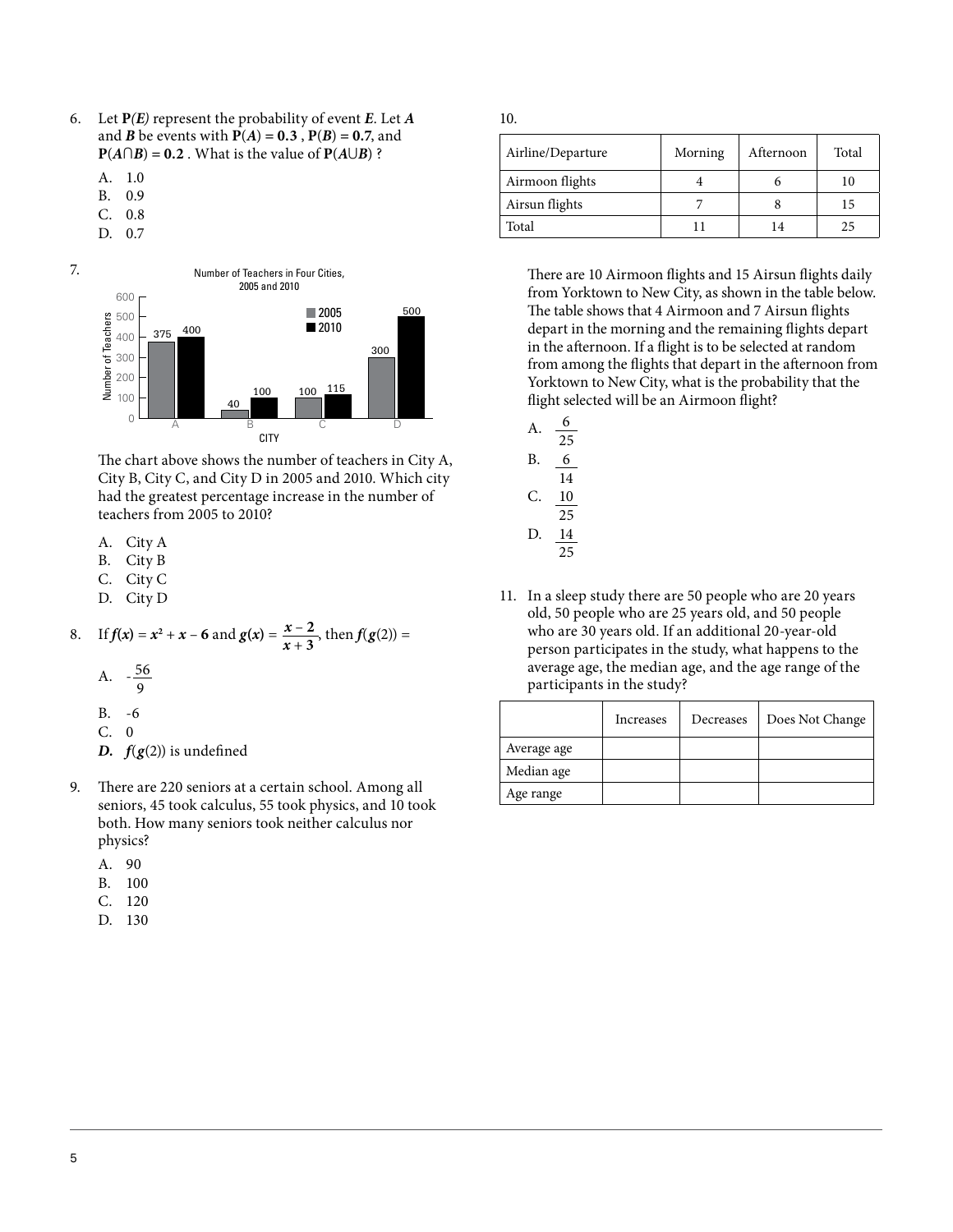6. Let **P(*E*)** represent the probability of event ***E***. Let ***A*** and ***B*** be events with **P(*A*) = 0.3** , **P(*B*) = 0.7**, and **P(*A*∩*B*) = 0.2** . What is the value of **P(*A*∪*B*)** ?

   A. 1.0
   B. 0.9
   C. 0.8
   D. 0.7

7. Number of Teachers in Four Cities, 2005 and 2010

| CITY | 2005 | 2010 |
|---|---|---|
| A | 375 | 400 |
| B | 40 | 100 |
| C | 100 | 115 |
| D | 300 | 500 |

   The chart above shows the number of teachers in City A, City B, City C, and City D in 2005 and 2010. Which city had the greatest percentage increase in the number of teachers from 2005 to 2010?

   A. City A
   B. City B
   C. City C
   D. City D

8. If $f(x) = x^2 + x - 6$ and $g(x) = \frac{x-2}{x+3}$, then $f(g(2)) =$

   A. $-\frac{56}{9}$
   B. -6
   C. 0
   ***D.*** *$f(g(2))$ is undefined*

9. There are 220 seniors at a certain school. Among all seniors, 45 took calculus, 55 took physics, and 10 took both. How many seniors took neither calculus nor physics?

   A. 90
   B. 100
   C. 120
   D. 130

10.

| Airline/Departure | Morning | Afternoon | Total |
|---|---|---|---|
| Airmoon flights | 4 | 6 | 10 |
| Airsun flights | 7 | 8 | 15 |
| Total | 11 | 14 | 25 |

   There are 10 Airmoon flights and 15 Airsun flights daily from Yorktown to New City, as shown in the table below. The table shows that 4 Airmoon and 7 Airsun flights depart in the morning and the remaining flights depart in the afternoon. If a flight is to be selected at random from among the flights that depart in the afternoon from Yorktown to New City, what is the probability that the flight selected will be an Airmoon flight?

   A. $\frac{6}{25}$
   B. $\frac{6}{14}$
   C. $\frac{10}{25}$
   D. $\frac{14}{25}$

11. In a sleep study there are 50 people who are 20 years old, 50 people who are 25 years old, and 50 people who are 30 years old. If an additional 20-year-old person participates in the study, what happens to the average age, the median age, and the age range of the participants in the study?

|  | Increases | Decreases | Does Not Change |
|---|---|---|---|
| Average age |  |  |  |
| Median age |  |  |  |
| Age range |  |  |  |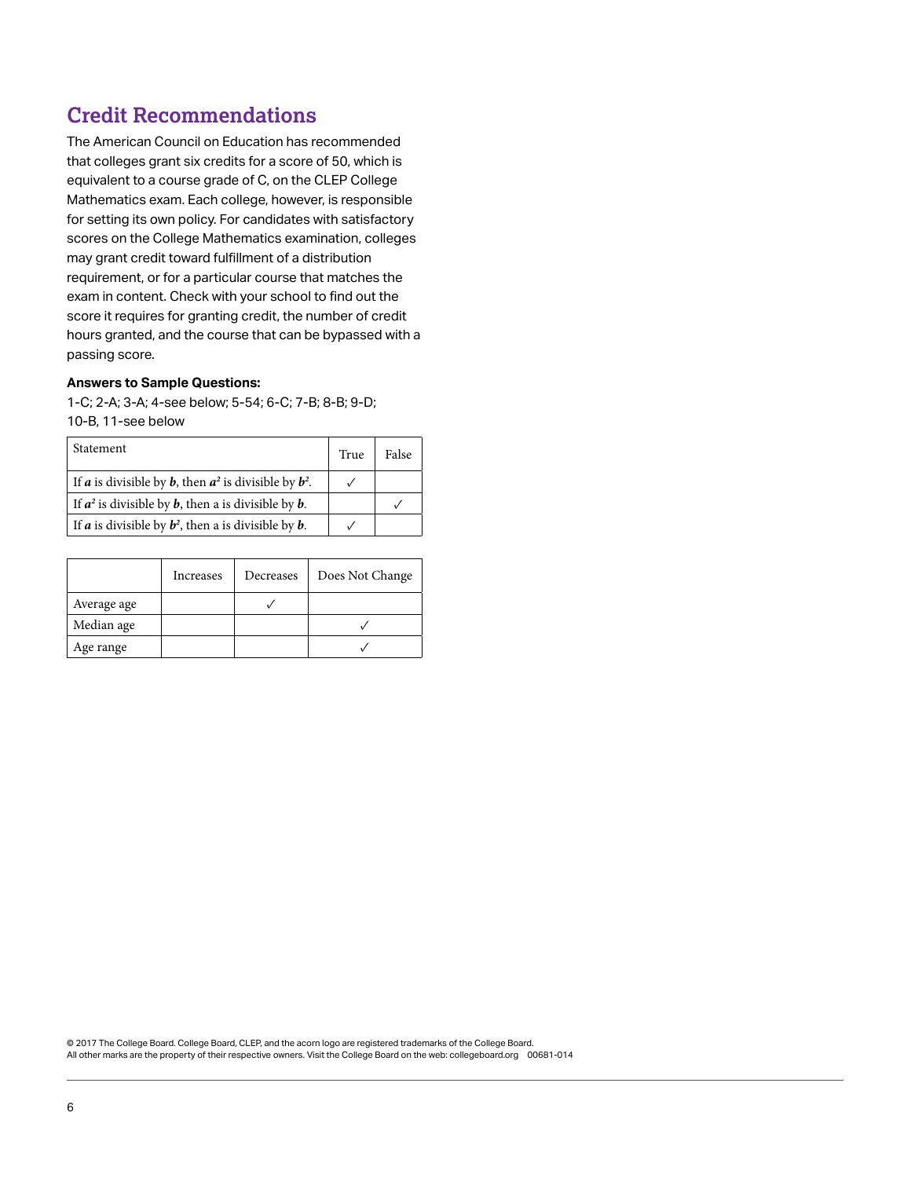## Credit Recommendations

The American Council on Education has recommended that colleges grant six credits for a score of 50, which is equivalent to a course grade of C, on the CLEP College Mathematics exam. Each college, however, is responsible for setting its own policy. For candidates with satisfactory scores on the College Mathematics examination, colleges may grant credit toward fulfillment of a distribution requirement, or for a particular course that matches the exam in content. Check with your school to find out the score it requires for granting credit, the number of credit hours granted, and the course that can be bypassed with a passing score.

**Answers to Sample Questions:**

1-C; 2-A; 3-A; 4-see below; 5-54; 6-C; 7-B; 8-B; 9-D; 10-B, 11-see below

| Statement | True | False |
|---|---|---|
| If $a$ is divisible by $b$, then $a^2$ is divisible by $b^2$. | ✓ | |
| If $a^2$ is divisible by $b$, then a is divisible by $b$. | | ✓ |
| If $a$ is divisible by $b^2$, then a is divisible by $b$. | ✓ | |

| | Increases | Decreases | Does Not Change |
|---|---|---|---|
| Average age | | ✓ | |
| Median age | | | ✓ |
| Age range | | | ✓ |

© 2017 The College Board. College Board, CLEP, and the acorn logo are registered trademarks of the College Board. All other marks are the property of their respective owners. Visit the College Board on the web: collegeboard.org 00681-014